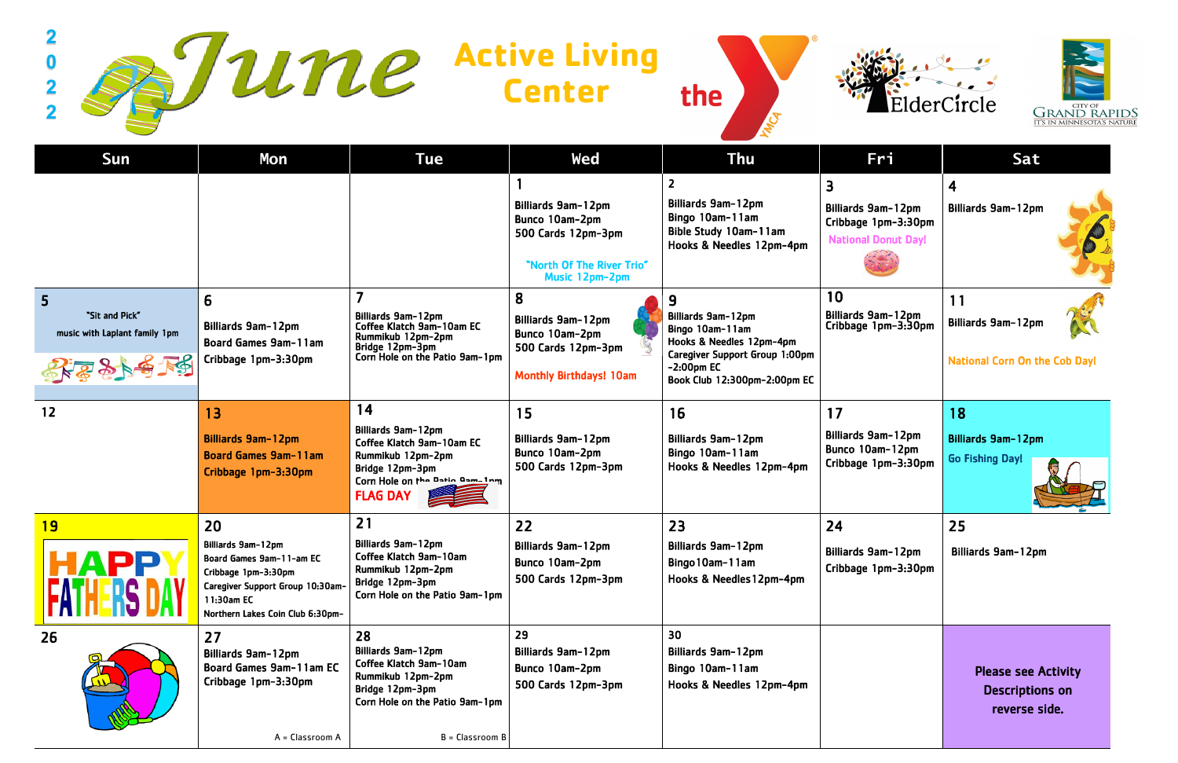# 2022 June

## Active Living Center

the YMCA · ElderCircle · City of Grand Rapids — It's in Minnesota's Nature

| Sun | Mon | Tue | Wed | Thu | Fri | Sat |
|---|---|---|---|---|---|---|
| | | | **1**<br>Billiards 9am-12pm<br>Bunco 10am-2pm<br>500 Cards 12pm-3pm<br>"North Of The River Trio" Music 12pm-2pm | **2**<br>Billiards 9am-12pm<br>Bingo 10am-11am<br>Bible Study 10am-11am<br>Hooks & Needles 12pm-4pm | **3**<br>Billiards 9am-12pm<br>Cribbage 1pm-3:30pm<br>National Donut Day! | **4**<br>Billiards 9am-12pm |
| **5**<br>"Sit and Pick" music with Laplant family 1pm | **6**<br>Billiards 9am-12pm<br>Board Games 9am-11am<br>Cribbage 1pm-3:30pm | **7**<br>Billiards 9am-12pm<br>Coffee Klatch 9am-10am EC<br>Rummikub 12pm-2pm<br>Bridge 12pm-3pm<br>Corn Hole on the Patio 9am-1pm | **8**<br>Billiards 9am-12pm<br>Bunco 10am-2pm<br>500 Cards 12pm-3pm<br>Monthly Birthdays! 10am | **9**<br>Billiards 9am-12pm<br>Bingo 10am-11am<br>Hooks & Needles 12pm-4pm<br>Caregiver Support Group 1:00pm -2:00pm EC<br>Book Club 12:300pm-2:00pm EC | **10**<br>Billiards 9am-12pm<br>Cribbage 1pm-3:30pm | **11**<br>Billiards 9am-12pm<br>National Corn On the Cob Day! |
| **12** | **13**<br>Billiards 9am-12pm<br>Board Games 9am-11am<br>Cribbage 1pm-3:30pm | **14**<br>Billiards 9am-12pm<br>Coffee Klatch 9am-10am EC<br>Rummikub 12pm-2pm<br>Bridge 12pm-3pm<br>Corn Hole on the Patio 9am-1pm<br>FLAG DAY | **15**<br>Billiards 9am-12pm<br>Bunco 10am-2pm<br>500 Cards 12pm-3pm | **16**<br>Billiards 9am-12pm<br>Bingo 10am-11am<br>Hooks & Needles 12pm-4pm | **17**<br>Billiards 9am-12pm<br>Bunco 10am-12pm<br>Cribbage 1pm-3:30pm | **18**<br>Billiards 9am-12pm<br>Go Fishing Day! |
| **19**<br>HAPPY FATHERS DAY | **20**<br>Billiards 9am-12pm<br>Board Games 9am-11-am EC<br>Cribbage 1pm-3:30pm<br>Caregiver Support Group 10:30am-11:30am EC<br>Northern Lakes Coin Club 6:30pm- | **21**<br>Billiards 9am-12pm<br>Coffee Klatch 9am-10am<br>Rummikub 12pm-2pm<br>Bridge 12pm-3pm<br>Corn Hole on the Patio 9am-1pm | **22**<br>Billiards 9am-12pm<br>Bunco 10am-2pm<br>500 Cards 12pm-3pm | **23**<br>Billiards 9am-12pm<br>Bingo10am-11am<br>Hooks & Needles12pm-4pm | **24**<br>Billiards 9am-12pm<br>Cribbage 1pm-3:30pm | **25**<br>Billiards 9am-12pm |
| **26** | **27**<br>Billiards 9am-12pm<br>Board Games 9am-11am EC<br>Cribbage 1pm-3:30pm<br>A = Classroom A | **28**<br>Billiards 9am-12pm<br>Coffee Klatch 9am-10am<br>Rummikub 12pm-2pm<br>Bridge 12pm-3pm<br>Corn Hole on the Patio 9am-1pm<br>B = Classroom B | **29**<br>Billiards 9am-12pm<br>Bunco 10am-2pm<br>500 Cards 12pm-3pm | **30**<br>Billiards 9am-12pm<br>Bingo 10am-11am<br>Hooks & Needles 12pm-4pm | | **Please see Activity Descriptions on reverse side.** |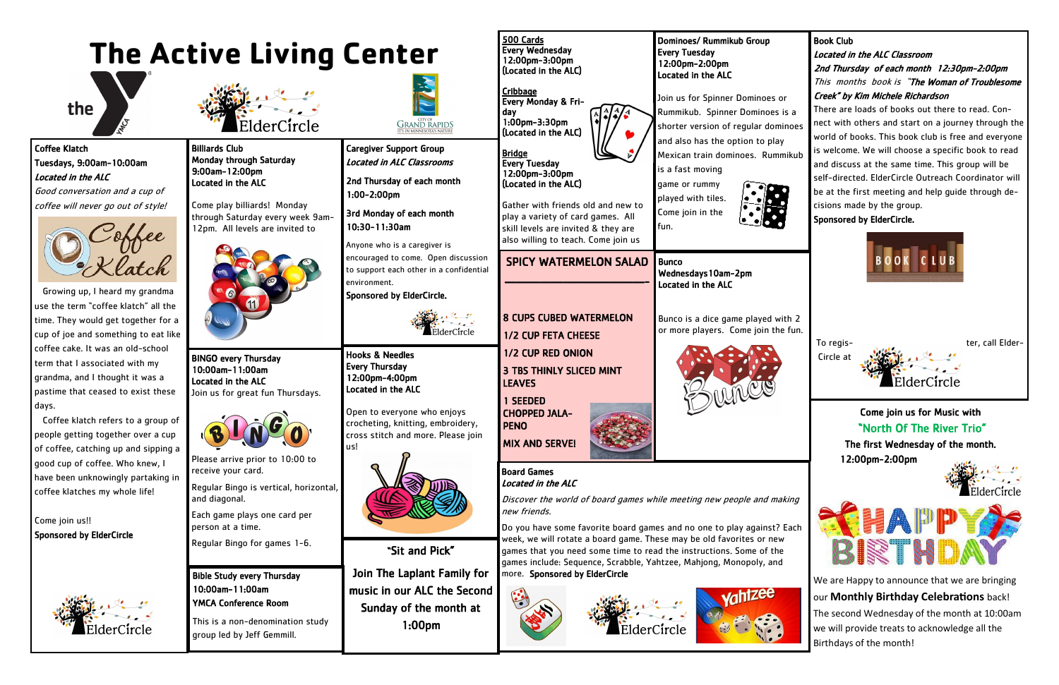# The Active Living Center

## Coffee Klatch
**Tuesdays, 9:00am-10:00am**
***Located in the ALC***

*Good conversation and a cup of coffee will never go out of style!*

Growing up, I heard my grandma use the term "coffee klatch" all the time. They would get together for a cup of joe and something to eat like coffee cake. It was an old-school term that I associated with my grandma, and I thought it was a pastime that ceased to exist these days.

Coffee klatch refers to a group of people getting together over a cup of coffee, catching up and sipping a good cup of coffee. Who knew, I have been unknowingly partaking in coffee klatches my whole life!

Come join us!!
**Sponsored by ElderCircle**

## Billiards Club
**Monday through Saturday**
**9:00am-12:00pm**
**Located in the ALC**

Come play billiards! Monday through Saturday every week 9am-12pm. All levels are invited to

## BINGO every Thursday
**10:00am-11:00am**
**Located in the ALC**

Join us for great fun Thursdays.

Please arrive prior to 10:00 to receive your card.

Regular Bingo is vertical, horizontal, and diagonal.

Each game plays one card per person at a time.

Regular Bingo for games 1-6.

## Bible Study every Thursday
**10:00am-11:00am**
**YMCA Conference Room**

This is a non-denomination study group led by Jeff Gemmill.

## Caregiver Support Group
***Located in ALC Classrooms***

2nd Thursday of each month
1:00-2:00pm

3rd Monday of each month
10:30-11:30am

Anyone who is a caregiver is encouraged to come. Open discussion to support each other in a confidential environment.

**Sponsored by ElderCircle.**

## Hooks & Needles
**Every Thursday**
**12:00pm-4:00pm**
**Located in the ALC**

Open to everyone who enjoys crocheting, knitting, embroidery, cross stitch and more. Please join us!

## "Sit and Pick"
**Join The Laplant Family for music in our ALC the Second Sunday of the month at 1:00pm**

## 500 Cards
**Every Wednesday**
**12:00pm-3:00pm**
**(Located in the ALC)**

## Cribbage
**Every Monday & Friday**
**1:00pm-3:30pm**
**(Located in the ALC)**

## Bridge
**Every Tuesday**
**12:00pm-3:00pm**
**(Located in the ALC)**

Gather with friends old and new to play a variety of card games. All skill levels are invited & they are also willing to teach. Come join us

## Dominoes/ Rummikub Group
**Every Tuesday**
**12:00pm-2:00pm**
**Located in the ALC**

Join us for Spinner Dominoes or Rummikub. Spinner Dominoes is a shorter version of regular dominoes and also has the option to play Mexican train dominoes. Rummikub is a fast moving game or rummy played with tiles. Come join in the fun.

## SPICY WATERMELON SALAD

- 8 CUPS CUBED WATERMELON
- 1/2 CUP FETA CHEESE
- 1/2 CUP RED ONION
- 3 TBS THINLY SLICED MINT LEAVES
- 1 SEEDED CHOPPED JALAPENO

MIX AND SERVE!

## Bunco
**Wednesdays 10am-2pm**
**Located in the ALC**

Bunco is a dice game played with 2 or more players. Come join the fun.

## Board Games
***Located in the ALC***

*Discover the world of board games while meeting new people and making new friends.*

Do you have some favorite board games and no one to play against? Each week, we will rotate a board game. These may be old favorites or new games that you need some time to read the instructions. Some of the games include: Sequence, Scrabble, Yahtzee, Mahjong, Monopoly, and more. **Sponsored by ElderCircle**

## Book Club
***Located in the ALC Classroom***

***2nd Thursday of each month 12:30pm-2:00pm***

*This months book is* ***"The Woman of Troublesome Creek" by Kim Michele Richardson***

There are loads of books out there to read. Connect with others and start on a journey through the world of books. This book club is free and everyone is welcome. We will choose a specific book to read and discuss at the same time. This group will be self-directed. ElderCircle Outreach Coordinator will be at the first meeting and help guide through decisions made by the group.

**Sponsored by ElderCircle.**

To register, call ElderCircle at

**Come join us for Music with**
**"North Of The River Trio"**
**The first Wednesday of the month.**
**12:00pm-2:00pm**

We are Happy to announce that we are bringing our **Monthly Birthday Celebrations** back! The second Wednesday of the month at 10:00am we will provide treats to acknowledge all the Birthdays of the month!